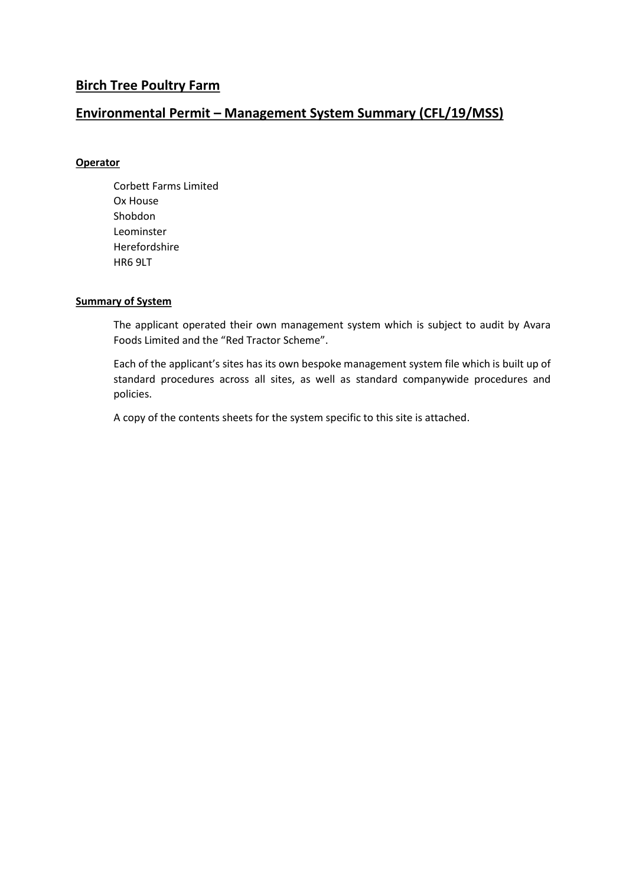# Birch Tree Poultry Farm

## Environmental Permit – Management System Summary (CFL/19/MSS)

### Operator

Corbett Farms Limited
Ox House
Shobdon
Leominster
Herefordshire
HR6 9LT

### Summary of System

The applicant operated their own management system which is subject to audit by Avara Foods Limited and the "Red Tractor Scheme".

Each of the applicant's sites has its own bespoke management system file which is built up of standard procedures across all sites, as well as standard companywide procedures and policies.

A copy of the contents sheets for the system specific to this site is attached.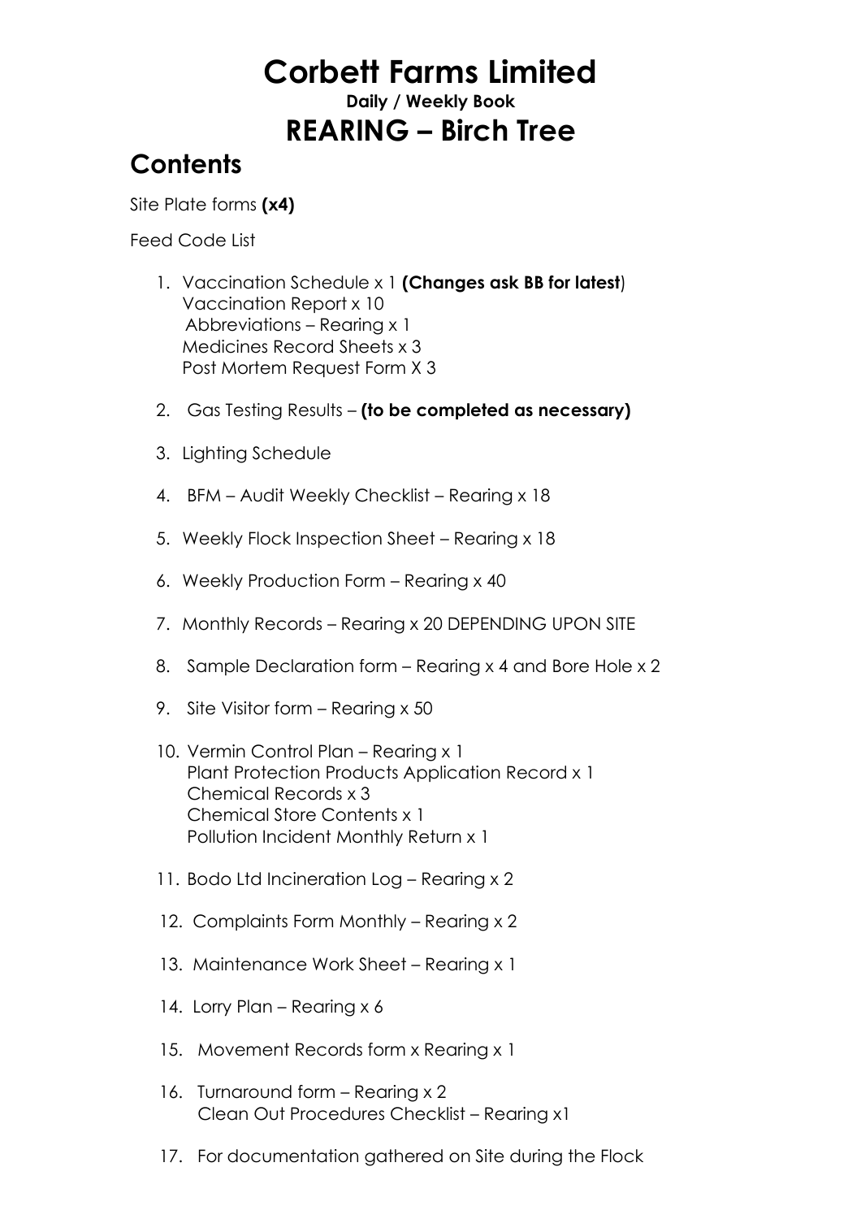# Corbett Farms Limited

**Daily / Weekly Book**

## REARING – Birch Tree

## Contents

Site Plate forms **(x4)**

Feed Code List

1. Vaccination Schedule x 1 **(Changes ask BB for latest**)
   Vaccination Report x 10
   Abbreviations – Rearing x 1
   Medicines Record Sheets x 3
   Post Mortem Request Form X 3

2. Gas Testing Results – **(to be completed as necessary)**

3. Lighting Schedule

4. BFM – Audit Weekly Checklist – Rearing x 18

5. Weekly Flock Inspection Sheet – Rearing x 18

6. Weekly Production Form – Rearing x 40

7. Monthly Records – Rearing x 20 DEPENDING UPON SITE

8. Sample Declaration form – Rearing x 4 and Bore Hole x 2

9. Site Visitor form – Rearing x 50

10. Vermin Control Plan – Rearing x 1
    Plant Protection Products Application Record x 1
    Chemical Records x 3
    Chemical Store Contents x 1
    Pollution Incident Monthly Return x 1

11. Bodo Ltd Incineration Log – Rearing x 2

12. Complaints Form Monthly – Rearing x 2

13. Maintenance Work Sheet – Rearing x 1

14. Lorry Plan – Rearing x 6

15. Movement Records form x Rearing x 1

16. Turnaround form – Rearing x 2
    Clean Out Procedures Checklist – Rearing x1

17. For documentation gathered on Site during the Flock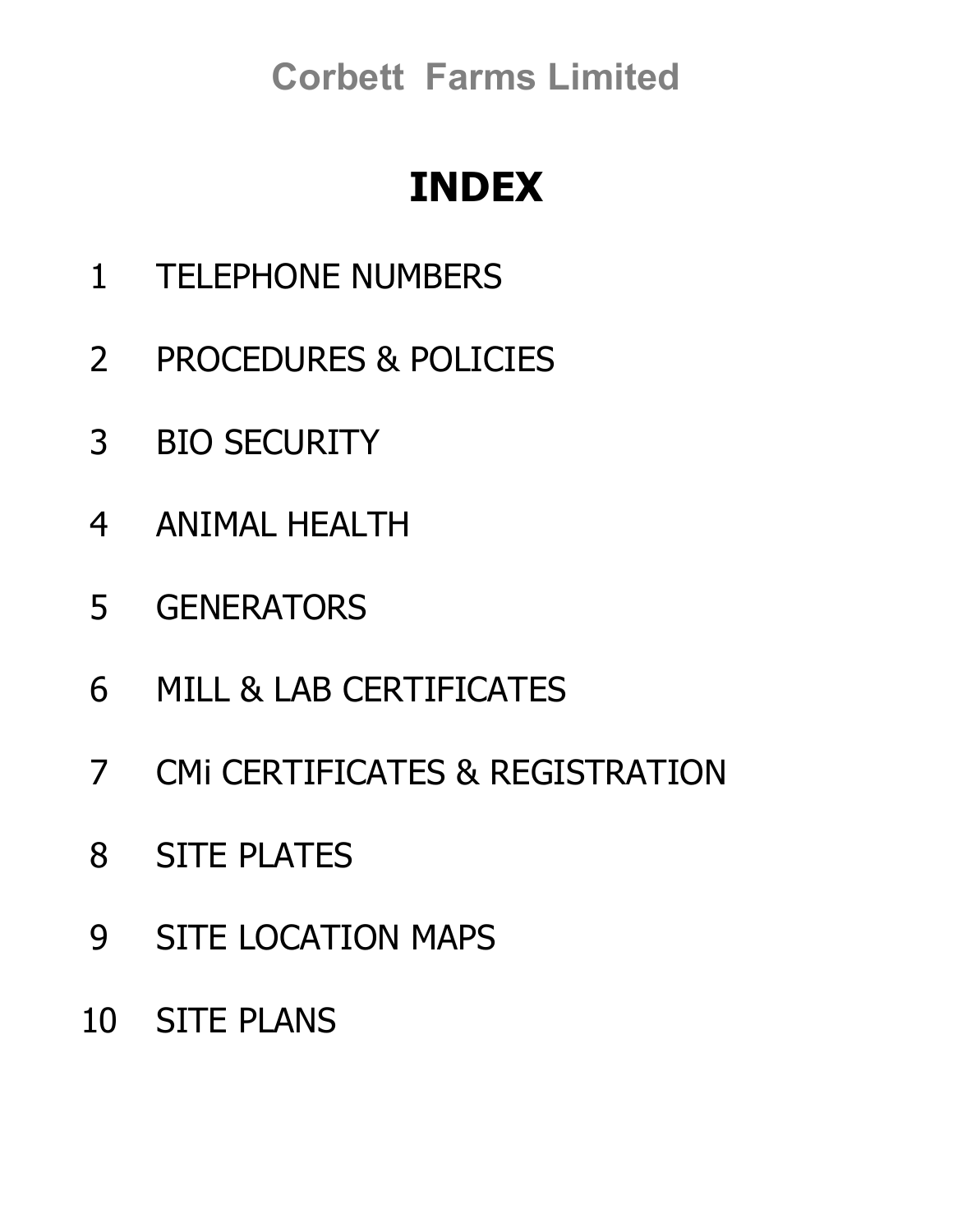Corbett Farms Limited

# INDEX

1. TELEPHONE NUMBERS
2. PROCEDURES & POLICIES
3. BIO SECURITY
4. ANIMAL HEALTH
5. GENERATORS
6. MILL & LAB CERTIFICATES
7. CMi CERTIFICATES & REGISTRATION
8. SITE PLATES
9. SITE LOCATION MAPS
10. SITE PLANS